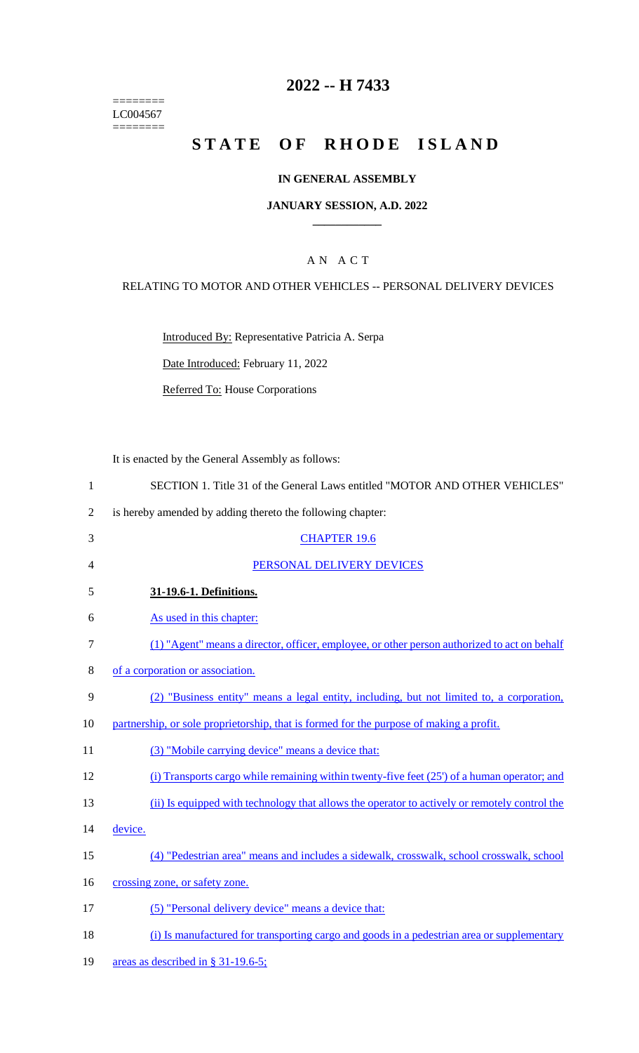# 2022 -- H 7433

========
LC004567
========

# STATE OF RHODE ISLAND

## IN GENERAL ASSEMBLY

### JANUARY SESSION, A.D. 2022

A N A C T

RELATING TO MOTOR AND OTHER VEHICLES -- PERSONAL DELIVERY DEVICES

Introduced By: Representative Patricia A. Serpa

Date Introduced: February 11, 2022

Referred To: House Corporations

It is enacted by the General Assembly as follows:

SECTION 1. Title 31 of the General Laws entitled "MOTOR AND OTHER VEHICLES" is hereby amended by adding thereto the following chapter:

CHAPTER 19.6

PERSONAL DELIVERY DEVICES

**31-19.6-1. Definitions.**

As used in this chapter:

(1) "Agent" means a director, officer, employee, or other person authorized to act on behalf of a corporation or association.

(2) "Business entity" means a legal entity, including, but not limited to, a corporation, partnership, or sole proprietorship, that is formed for the purpose of making a profit.

(3) "Mobile carrying device" means a device that:

(i) Transports cargo while remaining within twenty-five feet (25') of a human operator; and

(ii) Is equipped with technology that allows the operator to actively or remotely control the device.

(4) "Pedestrian area" means and includes a sidewalk, crosswalk, school crosswalk, school crossing zone, or safety zone.

(5) "Personal delivery device" means a device that:

(i) Is manufactured for transporting cargo and goods in a pedestrian area or supplementary areas as described in § 31-19.6-5;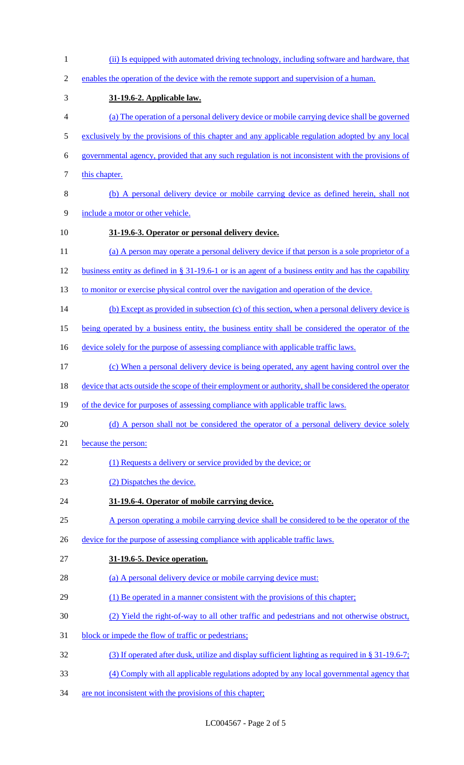(ii) Is equipped with automated driving technology, including software and hardware, that enables the operation of the device with the remote support and supervision of a human.

**31-19.6-2. Applicable law.**

(a) The operation of a personal delivery device or mobile carrying device shall be governed exclusively by the provisions of this chapter and any applicable regulation adopted by any local governmental agency, provided that any such regulation is not inconsistent with the provisions of this chapter.

(b) A personal delivery device or mobile carrying device as defined herein, shall not include a motor or other vehicle.

**31-19.6-3. Operator or personal delivery device.**

(a) A person may operate a personal delivery device if that person is a sole proprietor of a business entity as defined in § 31-19.6-1 or is an agent of a business entity and has the capability to monitor or exercise physical control over the navigation and operation of the device.

(b) Except as provided in subsection (c) of this section, when a personal delivery device is being operated by a business entity, the business entity shall be considered the operator of the device solely for the purpose of assessing compliance with applicable traffic laws.

(c) When a personal delivery device is being operated, any agent having control over the device that acts outside the scope of their employment or authority, shall be considered the operator of the device for purposes of assessing compliance with applicable traffic laws.

(d) A person shall not be considered the operator of a personal delivery device solely because the person:

(1) Requests a delivery or service provided by the device; or

(2) Dispatches the device.

**31-19.6-4. Operator of mobile carrying device.**

A person operating a mobile carrying device shall be considered to be the operator of the device for the purpose of assessing compliance with applicable traffic laws.

**31-19.6-5. Device operation.**

(a) A personal delivery device or mobile carrying device must:

(1) Be operated in a manner consistent with the provisions of this chapter;

(2) Yield the right-of-way to all other traffic and pedestrians and not otherwise obstruct, block or impede the flow of traffic or pedestrians;

(3) If operated after dusk, utilize and display sufficient lighting as required in § 31-19.6-7;

(4) Comply with all applicable regulations adopted by any local governmental agency that are not inconsistent with the provisions of this chapter;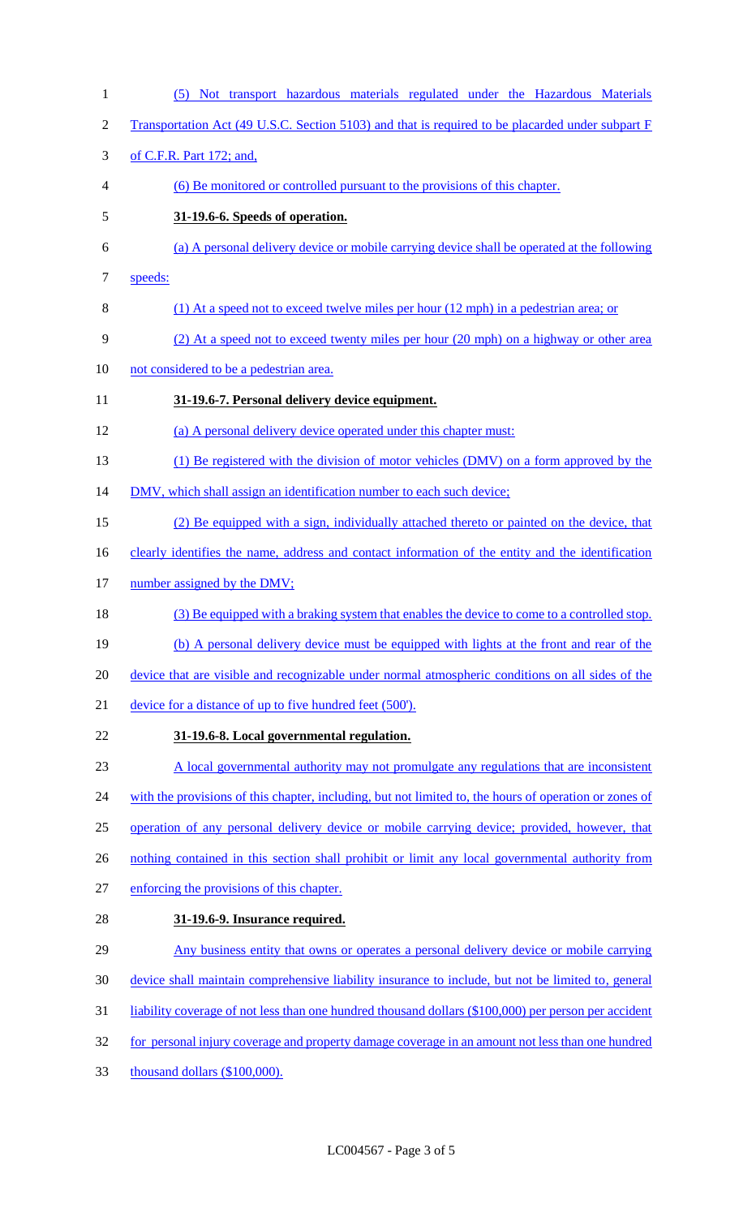(5) Not transport hazardous materials regulated under the Hazardous Materials Transportation Act (49 U.S.C. Section 5103) and that is required to be placarded under subpart F of C.F.R. Part 172; and,

(6) Be monitored or controlled pursuant to the provisions of this chapter.

**31-19.6-6. Speeds of operation.**

(a) A personal delivery device or mobile carrying device shall be operated at the following speeds:

(1) At a speed not to exceed twelve miles per hour (12 mph) in a pedestrian area; or

(2) At a speed not to exceed twenty miles per hour (20 mph) on a highway or other area not considered to be a pedestrian area.

**31-19.6-7. Personal delivery device equipment.**

(a) A personal delivery device operated under this chapter must:

(1) Be registered with the division of motor vehicles (DMV) on a form approved by the DMV, which shall assign an identification number to each such device;

(2) Be equipped with a sign, individually attached thereto or painted on the device, that clearly identifies the name, address and contact information of the entity and the identification number assigned by the DMV;

(3) Be equipped with a braking system that enables the device to come to a controlled stop.

(b) A personal delivery device must be equipped with lights at the front and rear of the device that are visible and recognizable under normal atmospheric conditions on all sides of the device for a distance of up to five hundred feet (500').

**31-19.6-8. Local governmental regulation.**

A local governmental authority may not promulgate any regulations that are inconsistent with the provisions of this chapter, including, but not limited to, the hours of operation or zones of operation of any personal delivery device or mobile carrying device; provided, however, that nothing contained in this section shall prohibit or limit any local governmental authority from enforcing the provisions of this chapter.

**31-19.6-9. Insurance required.**

Any business entity that owns or operates a personal delivery device or mobile carrying device shall maintain comprehensive liability insurance to include, but not be limited to, general liability coverage of not less than one hundred thousand dollars ($100,000) per person per accident for personal injury coverage and property damage coverage in an amount not less than one hundred thousand dollars ($100,000).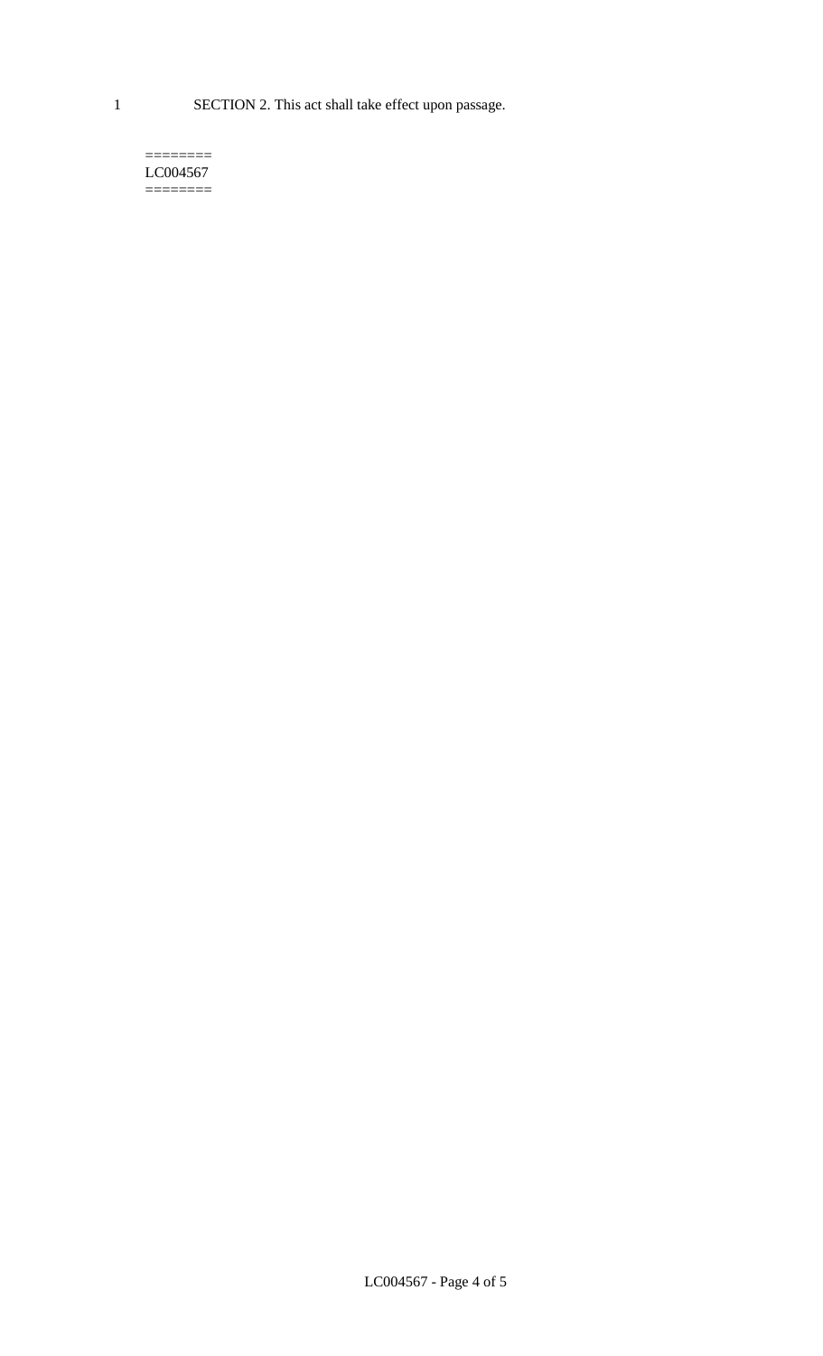SECTION 2. This act shall take effect upon passage.

========
LC004567
========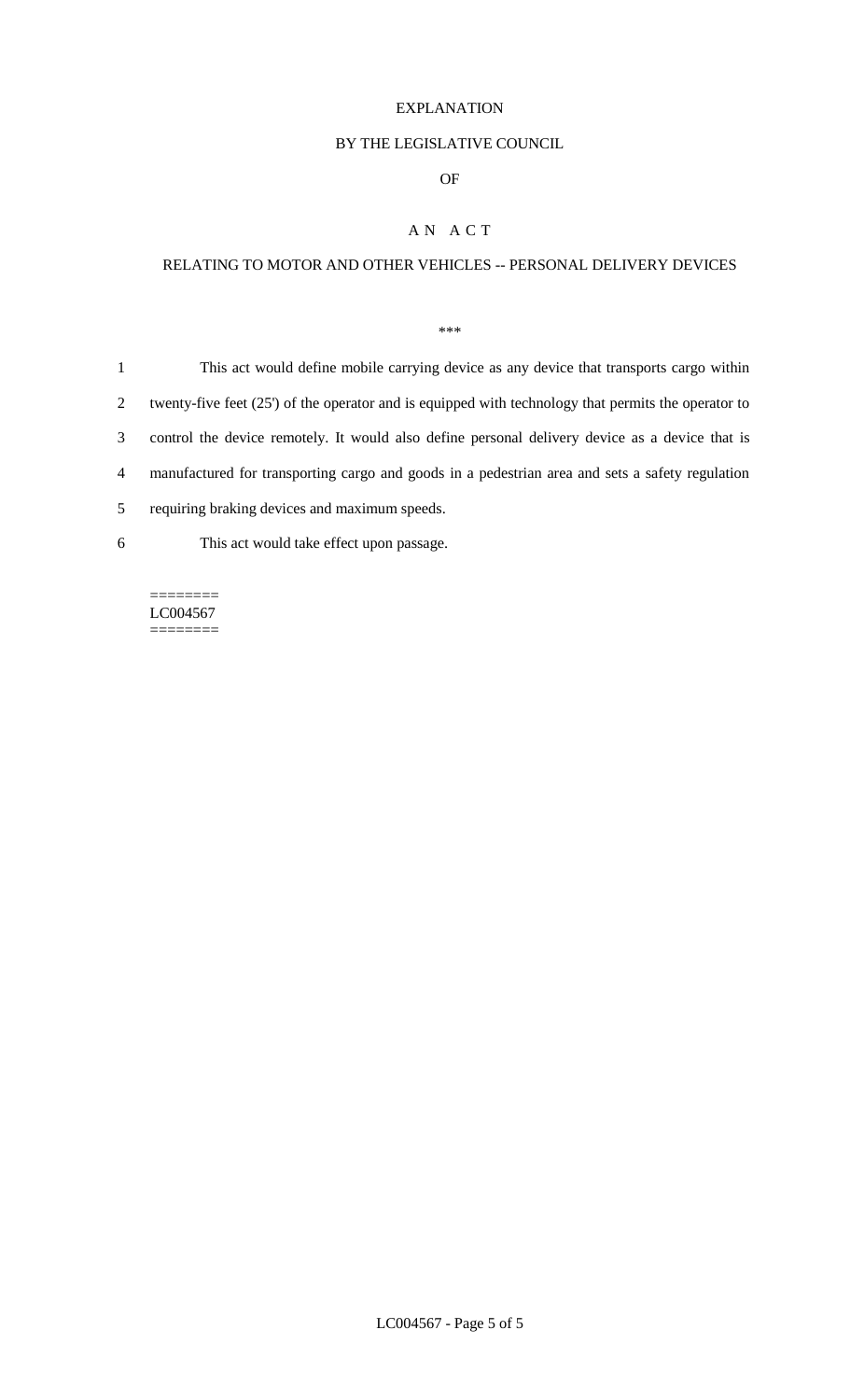EXPLANATION

BY THE LEGISLATIVE COUNCIL

OF

A N A C T

RELATING TO MOTOR AND OTHER VEHICLES -- PERSONAL DELIVERY DEVICES

\*\*\*

This act would define mobile carrying device as any device that transports cargo within twenty-five feet (25') of the operator and is equipped with technology that permits the operator to control the device remotely. It would also define personal delivery device as a device that is manufactured for transporting cargo and goods in a pedestrian area and sets a safety regulation requiring braking devices and maximum speeds.

This act would take effect upon passage.

========
LC004567
========